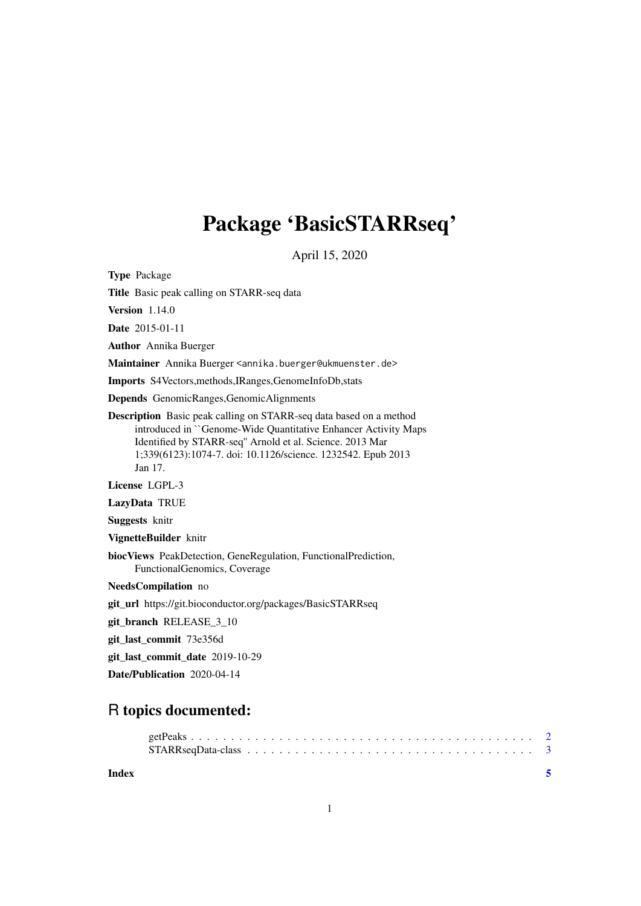# Package 'BasicSTARRseq'

April 15, 2020

**Type** Package

**Title** Basic peak calling on STARR-seq data

**Version** 1.14.0

**Date** 2015-01-11

**Author** Annika Buerger

**Maintainer** Annika Buerger <annika.buerger@ukmuenster.de>

**Imports** S4Vectors,methods,IRanges,GenomeInfoDb,stats

**Depends** GenomicRanges,GenomicAlignments

**Description** Basic peak calling on STARR-seq data based on a method introduced in ``Genome-Wide Quantitative Enhancer Activity Maps Identified by STARR-seq'' Arnold et al. Science. 2013 Mar 1;339(6123):1074-7. doi: 10.1126/science. 1232542. Epub 2013 Jan 17.

**License** LGPL-3

**LazyData** TRUE

**Suggests** knitr

**VignetteBuilder** knitr

**biocViews** PeakDetection, GeneRegulation, FunctionalPrediction, FunctionalGenomics, Coverage

**NeedsCompilation** no

**git_url** https://git.bioconductor.org/packages/BasicSTARRseq

**git_branch** RELEASE_3_10

**git_last_commit** 73e356d

**git_last_commit_date** 2019-10-29

**Date/Publication** 2020-04-14

## R topics documented:

getPeaks . . . . . . . . . . . . . . . . . . . . . . . . . . . . . . . . . . . . . . . . . . 2
STARRseqData-class . . . . . . . . . . . . . . . . . . . . . . . . . . . . . . . . . . . . 3

**Index** 5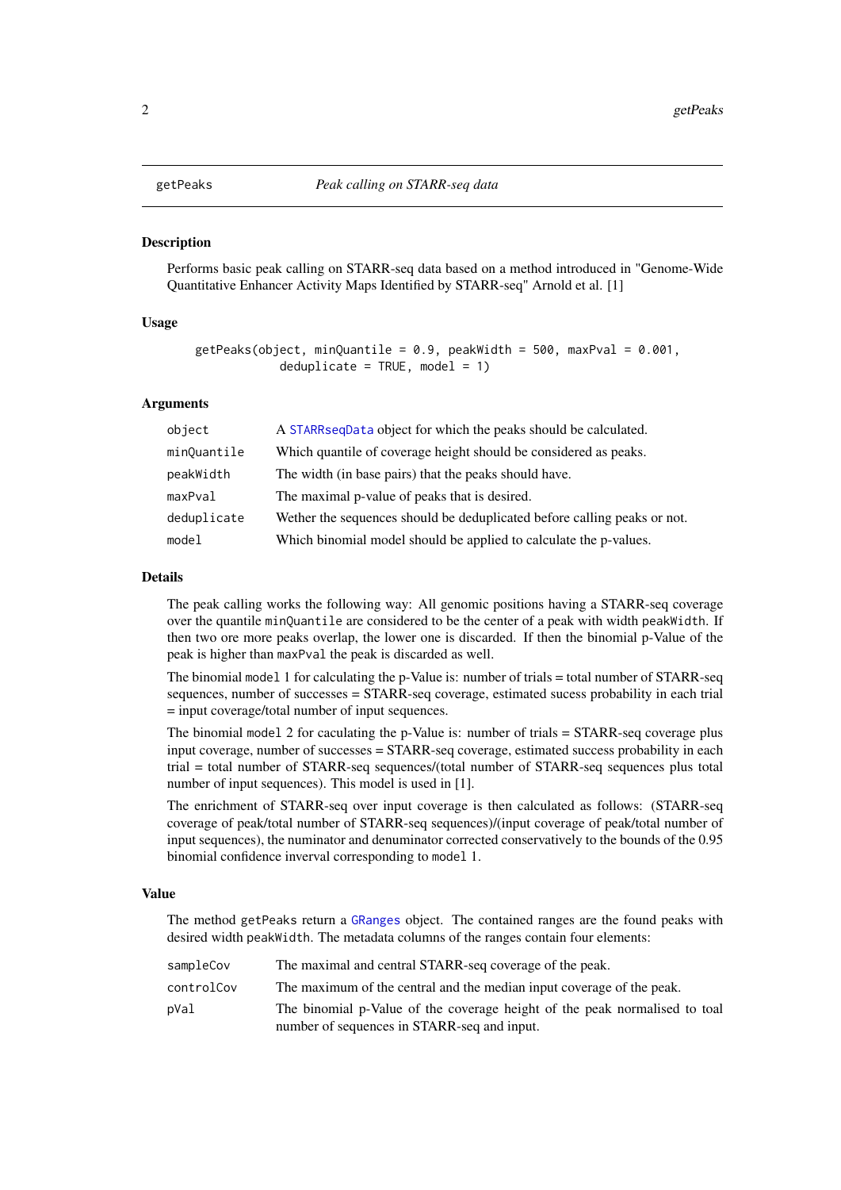`getPeaks` *Peak calling on STARR-seq data*

## Description

Performs basic peak calling on STARR-seq data based on a method introduced in "Genome-Wide Quantitative Enhancer Activity Maps Identified by STARR-seq" Arnold et al. [1]

## Usage

```
getPeaks(object, minQuantile = 0.9, peakWidth = 500, maxPval = 0.001,
         deduplicate = TRUE, model = 1)
```

## Arguments

| | |
|---|---|
| `object` | A `STARRseqData` object for which the peaks should be calculated. |
| `minQuantile` | Which quantile of coverage height should be considered as peaks. |
| `peakWidth` | The width (in base pairs) that the peaks should have. |
| `maxPval` | The maximal p-value of peaks that is desired. |
| `deduplicate` | Wether the sequences should be deduplicated before calling peaks or not. |
| `model` | Which binomial model should be applied to calculate the p-values. |

## Details

The peak calling works the following way: All genomic positions having a STARR-seq coverage over the quantile `minQuantile` are considered to be the center of a peak with width `peakWidth`. If then two ore more peaks overlap, the lower one is discarded. If then the binomial p-Value of the peak is higher than `maxPval` the peak is discarded as well.

The binomial `model` 1 for calculating the p-Value is: number of trials = total number of STARR-seq sequences, number of successes = STARR-seq coverage, estimated sucess probability in each trial = input coverage/total number of input sequences.

The binomial `model` 2 for caculating the p-Value is: number of trials = STARR-seq coverage plus input coverage, number of successes = STARR-seq coverage, estimated success probability in each trial = total number of STARR-seq sequences/(total number of STARR-seq sequences plus total number of input sequences). This model is used in [1].

The enrichment of STARR-seq over input coverage is then calculated as follows: (STARR-seq coverage of peak/total number of STARR-seq sequences)/(input coverage of peak/total number of input sequences), the numinator and denuminator corrected conservatively to the bounds of the 0.95 binomial confidence inverval corresponding to `model` 1.

## Value

The method `getPeaks` return a `GRanges` object. The contained ranges are the found peaks with desired width `peakWidth`. The metadata columns of the ranges contain four elements:

| | |
|---|---|
| `sampleCov` | The maximal and central STARR-seq coverage of the peak. |
| `controlCov` | The maximum of the central and the median input coverage of the peak. |
| `pVal` | The binomial p-Value of the coverage height of the peak normalised to toal number of sequences in STARR-seq and input. |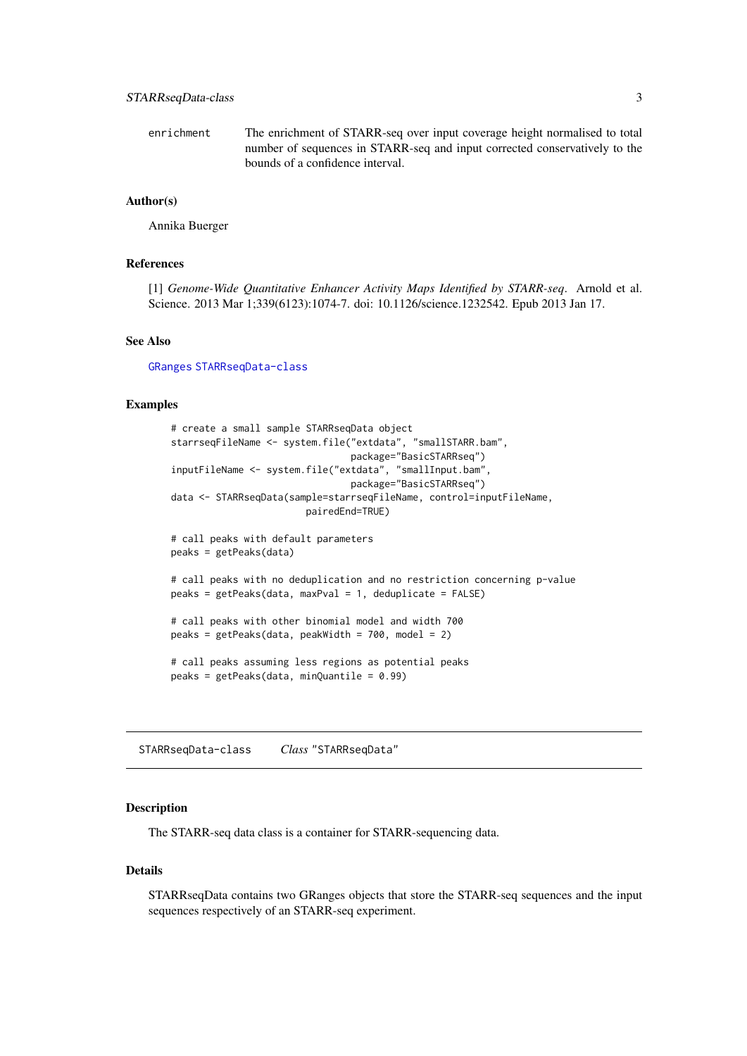enrichment
: The enrichment of STARR-seq over input coverage height normalised to total number of sequences in STARR-seq and input corrected conservatively to the bounds of a confidence interval.

### Author(s)

Annika Buerger

### References

[1] *Genome-Wide Quantitative Enhancer Activity Maps Identified by STARR-seq*. Arnold et al. Science. 2013 Mar 1;339(6123):1074-7. doi: 10.1126/science.1232542. Epub 2013 Jan 17.

### See Also

GRanges STARRseqData-class

### Examples

```
# create a small sample STARRseqData object
starrseqFileName <- system.file("extdata", "smallSTARR.bam",
                                package="BasicSTARRseq")
inputFileName <- system.file("extdata", "smallInput.bam",
                                package="BasicSTARRseq")
data <- STARRseqData(sample=starrseqFileName, control=inputFileName,
                        pairedEnd=TRUE)

# call peaks with default parameters
peaks = getPeaks(data)

# call peaks with no deduplication and no restriction concerning p-value
peaks = getPeaks(data, maxPval = 1, deduplicate = FALSE)

# call peaks with other binomial model and width 700
peaks = getPeaks(data, peakWidth = 700, model = 2)

# call peaks assuming less regions as potential peaks
peaks = getPeaks(data, minQuantile = 0.99)
```

---

## STARRseqData-class    *Class* "STARRseqData"

---

### Description

The STARR-seq data class is a container for STARR-sequencing data.

### Details

STARRseqData contains two GRanges objects that store the STARR-seq sequences and the input sequences respectively of an STARR-seq experiment.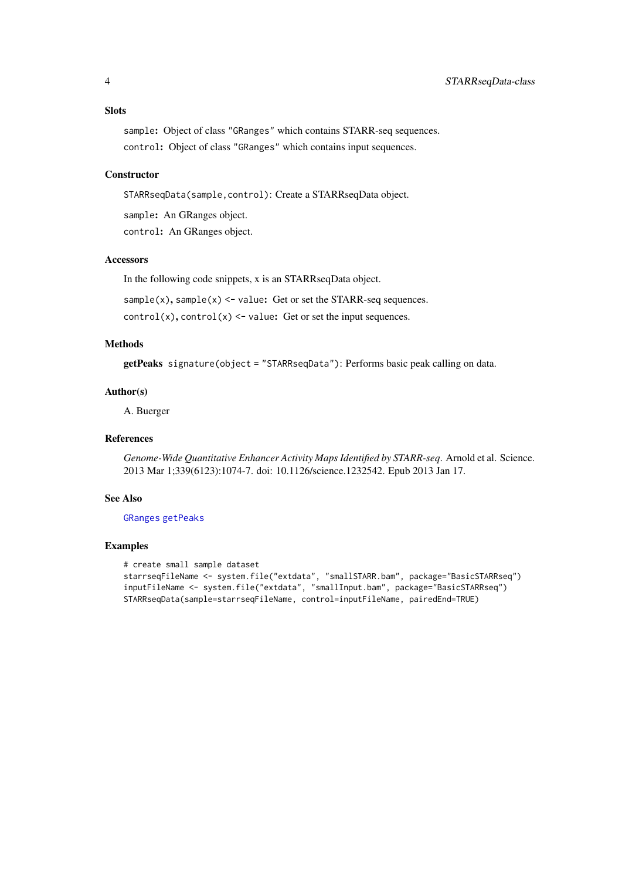### Slots

`sample`: Object of class `"GRanges"` which contains STARR-seq sequences.

`control`: Object of class `"GRanges"` which contains input sequences.

### Constructor

`STARRseqData(sample,control)`: Create a STARRseqData object.

`sample`: An GRanges object.

`control`: An GRanges object.

### Accessors

In the following code snippets, x is an STARRseqData object.

`sample(x)`, `sample(x) <- value`: Get or set the STARR-seq sequences.

`control(x)`, `control(x) <- value`: Get or set the input sequences.

### Methods

**getPeaks** `signature(object = "STARRseqData")`: Performs basic peak calling on data.

### Author(s)

A. Buerger

### References

*Genome-Wide Quantitative Enhancer Activity Maps Identified by STARR-seq*. Arnold et al. Science. 2013 Mar 1;339(6123):1074-7. doi: 10.1126/science.1232542. Epub 2013 Jan 17.

### See Also

`GRanges` `getPeaks`

### Examples

```
# create small sample dataset
starrseqFileName <- system.file("extdata", "smallSTARR.bam", package="BasicSTARRseq")
inputFileName <- system.file("extdata", "smallInput.bam", package="BasicSTARRseq")
STARRseqData(sample=starrseqFileName, control=inputFileName, pairedEnd=TRUE)
```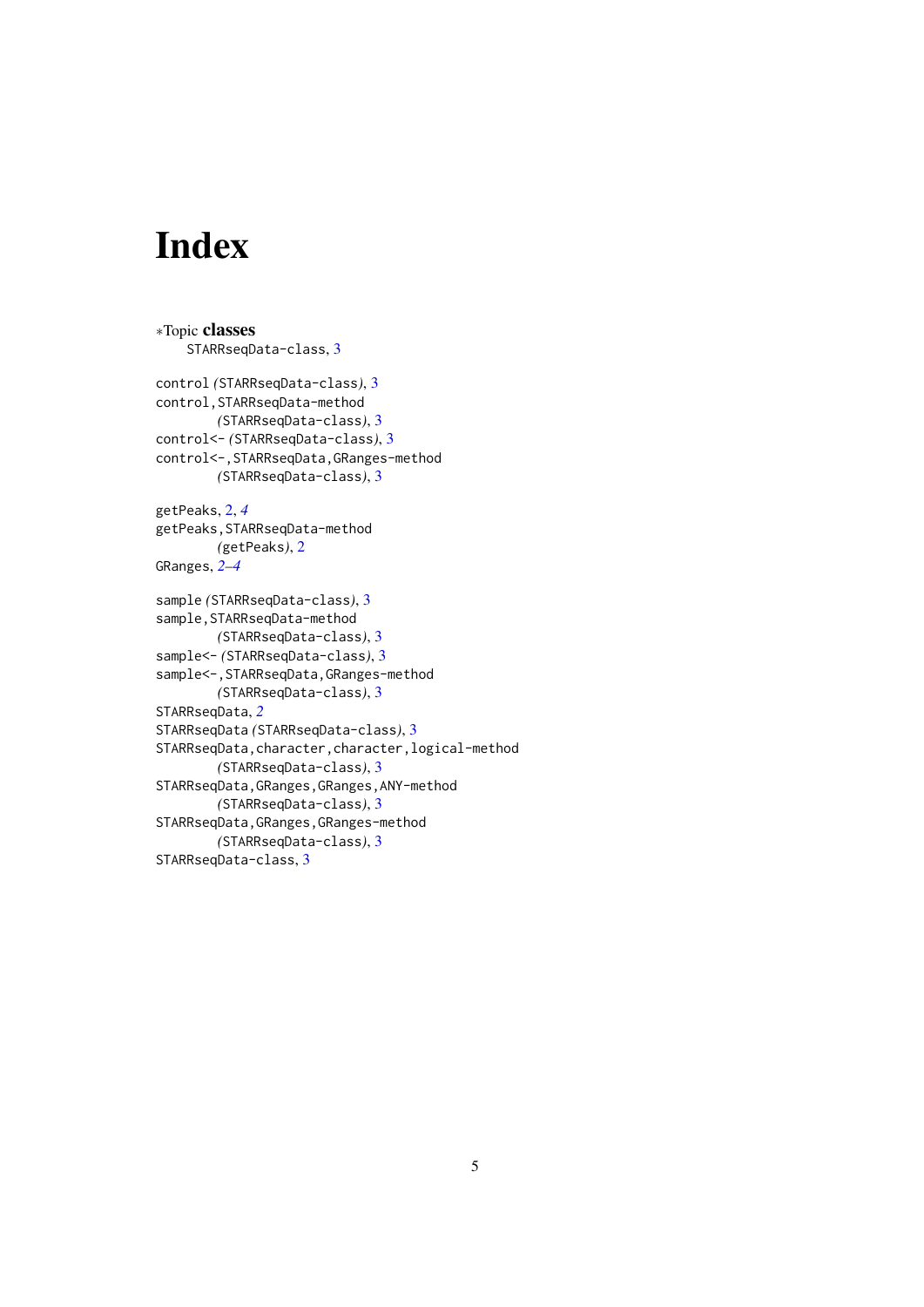# Index

*Topic **classes**
    STARRseqData-class, 3

control (STARRseqData-class), 3
control,STARRseqData-method
        (STARRseqData-class), 3
control<- (STARRseqData-class), 3
control<-,STARRseqData,GRanges-method
        (STARRseqData-class), 3

getPeaks, 2, *4*
getPeaks,STARRseqData-method
        (getPeaks), 2
GRanges, *2–4*

sample (STARRseqData-class), 3
sample,STARRseqData-method
        (STARRseqData-class), 3
sample<- (STARRseqData-class), 3
sample<-,STARRseqData,GRanges-method
        (STARRseqData-class), 3
STARRseqData, *2*
STARRseqData (STARRseqData-class), 3
STARRseqData,character,character,logical-method
        (STARRseqData-class), 3
STARRseqData,GRanges,GRanges,ANY-method
        (STARRseqData-class), 3
STARRseqData,GRanges,GRanges-method
        (STARRseqData-class), 3
STARRseqData-class, 3